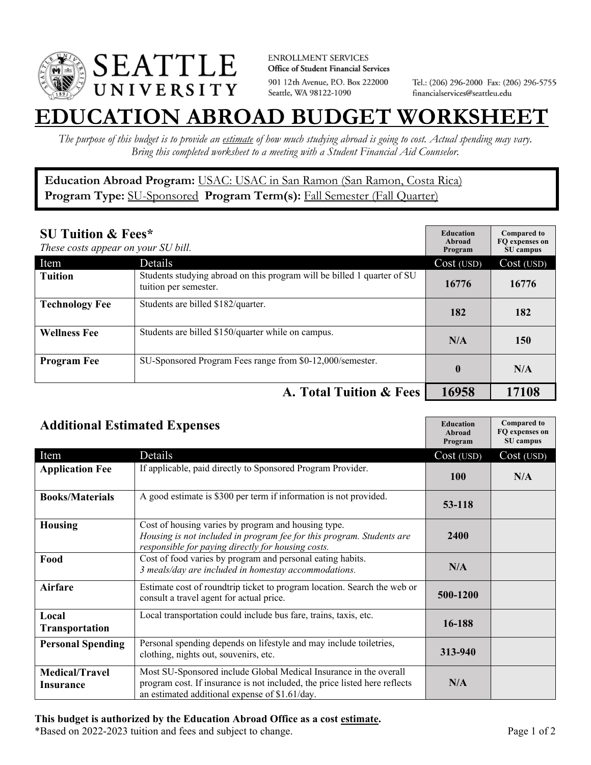SEATTLE UNIVERSITY

ENROLLMENT SERVICES
**Office of Student Financial Services**
901 12th Avenue, P.O. Box 222000
Seattle, WA 98122-1090

Tel.: (206) 296-2000 Fax: (206) 296-5755
financialservices@seattleu.edu

# EDUCATION ABROAD BUDGET WORKSHEET

*The purpose of this budget is to provide an estimate of how much studying abroad is going to cost. Actual spending may vary. Bring this completed worksheet to a meeting with a Student Financial Aid Counselor.*

**Education Abroad Program:** USAC: USAC in San Ramon (San Ramon, Costa Rica)
**Program Type:** SU-Sponsored **Program Term(s):** Fall Semester (Fall Quarter)

## SU Tuition & Fees*

*These costs appear on your SU bill.*

| Item | Details | Education Abroad Program Cost (USD) | Compared to FQ expenses on SU campus Cost (USD) |
|---|---|---|---|
| **Tuition** | Students studying abroad on this program will be billed 1 quarter of SU tuition per semester. | 16776 | 16776 |
| **Technology Fee** | Students are billed $182/quarter. | 182 | 182 |
| **Wellness Fee** | Students are billed $150/quarter while on campus. | N/A | 150 |
| **Program Fee** | SU-Sponsored Program Fees range from $0-12,000/semester. | 0 | N/A |
| | **A. Total Tuition & Fees** | **16958** | **17108** |

## Additional Estimated Expenses

| Item | Details | Education Abroad Program Cost (USD) | Compared to FQ expenses on SU campus Cost (USD) |
|---|---|---|---|
| **Application Fee** | If applicable, paid directly to Sponsored Program Provider. | 100 | N/A |
| **Books/Materials** | A good estimate is $300 per term if information is not provided. | 53-118 | |
| **Housing** | Cost of housing varies by program and housing type. *Housing is not included in program fee for this program. Students are responsible for paying directly for housing costs.* | 2400 | |
| **Food** | Cost of food varies by program and personal eating habits. *3 meals/day are included in homestay accommodations.* | N/A | |
| **Airfare** | Estimate cost of roundtrip ticket to program location. Search the web or consult a travel agent for actual price. | 500-1200 | |
| **Local Transportation** | Local transportation could include bus fare, trains, taxis, etc. | 16-188 | |
| **Personal Spending** | Personal spending depends on lifestyle and may include toiletries, clothing, nights out, souvenirs, etc. | 313-940 | |
| **Medical/Travel Insurance** | Most SU-Sponsored include Global Medical Insurance in the overall program cost. If insurance is not included, the price listed here reflects an estimated additional expense of $1.61/day. | N/A | |

**This budget is authorized by the Education Abroad Office as a cost estimate.**
*Based on 2022-2023 tuition and fees and subject to change.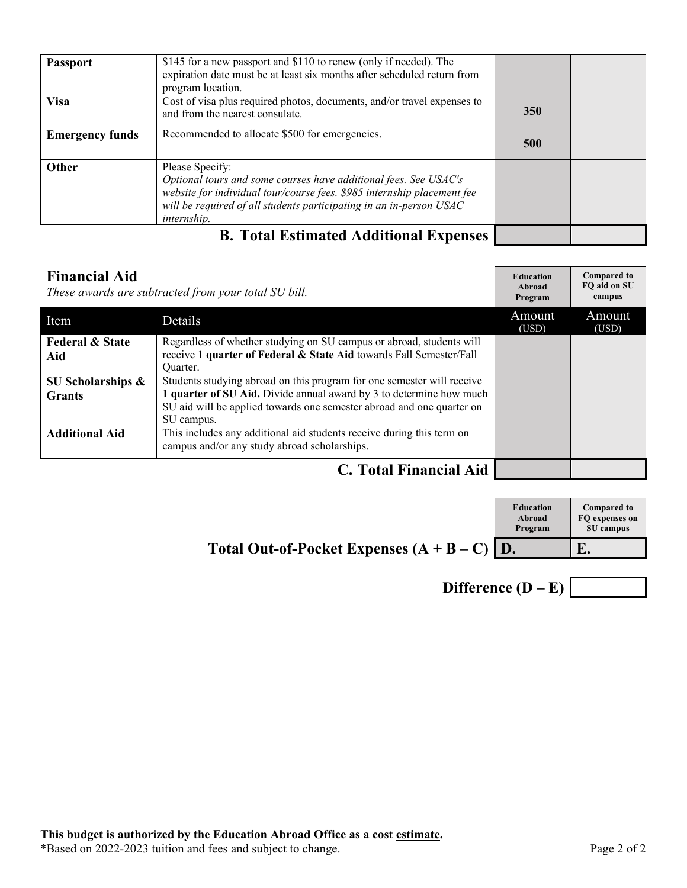| | | | |
|---|---|---|---|
| **Passport** | \$145 for a new passport and \$110 to renew (only if needed). The expiration date must be at least six months after scheduled return from program location. | | |
| **Visa** | Cost of visa plus required photos, documents, and/or travel expenses to and from the nearest consulate. | **350** | |
| **Emergency funds** | Recommended to allocate \$500 for emergencies. | **500** | |
| **Other** | Please Specify: *Optional tours and some courses have additional fees. See USAC's website for individual tour/course fees. \$985 internship placement fee will be required of all students participating in an in-person USAC internship.* | | |
| | **B. Total Estimated Additional Expenses** | | |

## Financial Aid

*These awards are subtracted from your total SU bill.*

| Item | Details | Education Abroad Program Amount (USD) | Compared to FQ aid on SU campus Amount (USD) |
|---|---|---|---|
| **Federal & State Aid** | Regardless of whether studying on SU campus or abroad, students will receive **1 quarter of Federal & State Aid** towards Fall Semester/Fall Quarter. | | |
| **SU Scholarships & Grants** | Students studying abroad on this program for one semester will receive **1 quarter of SU Aid.** Divide annual award by 3 to determine how much SU aid will be applied towards one semester abroad and one quarter on SU campus. | | |
| **Additional Aid** | This includes any additional aid students receive during this term on campus and/or any study abroad scholarships. | | |
| | **C. Total Financial Aid** | | |

| | Education Abroad Program | Compared to FQ expenses on SU campus |
|---|---|---|
| **Total Out-of-Pocket Expenses (A + B – C)** | **D.** | **E.** |
| **Difference (D – E)** | | |

**This budget is authorized by the Education Abroad Office as a cost estimate.**
*Based on 2022-2023 tuition and fees and subject to change.